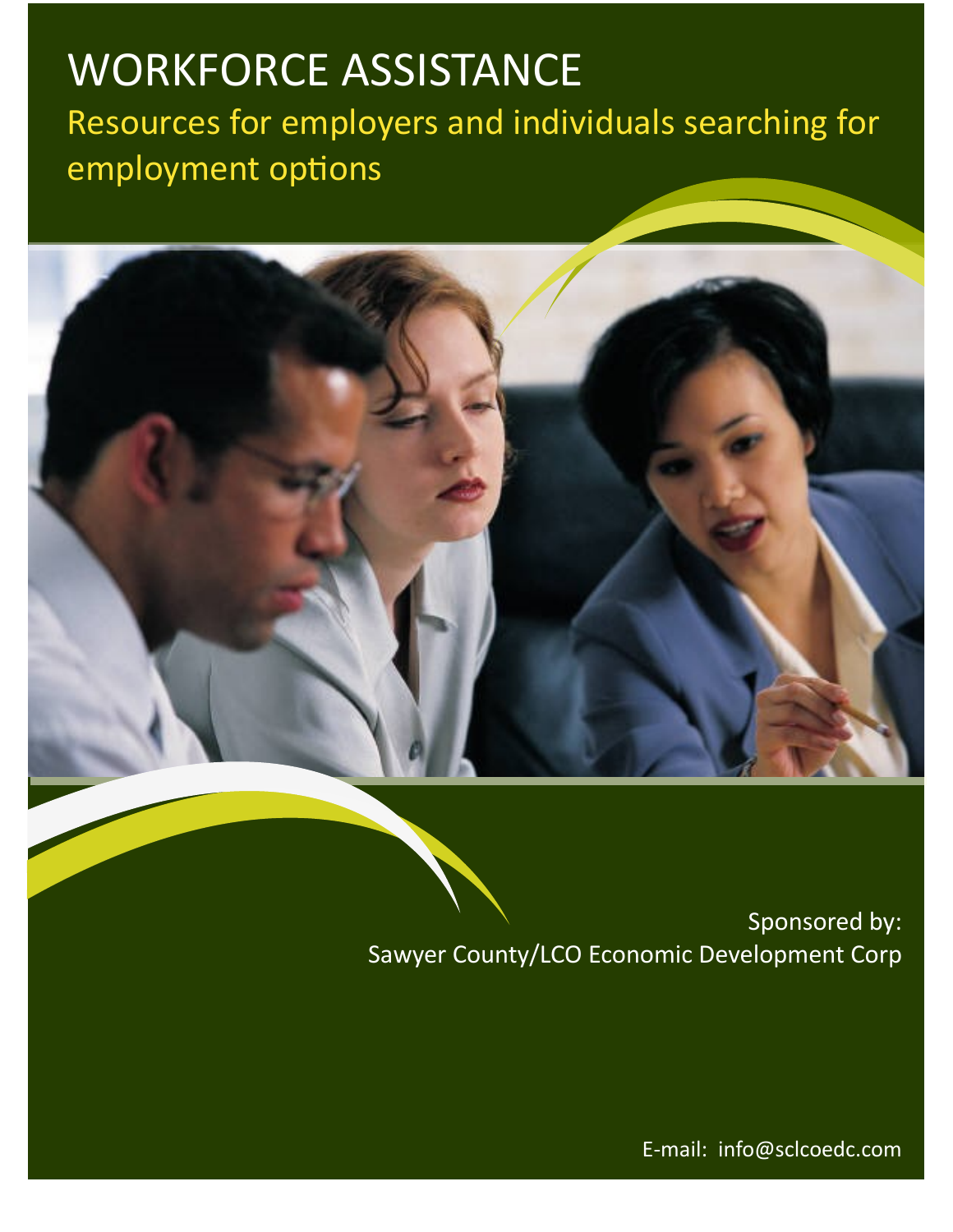# WORKFORCE ASSISTANCE

## Resources for employers and individuals searching for employment options

Sponsored by:
Sawyer County/LCO Economic Development Corp

E-mail: info@sclcoedc.com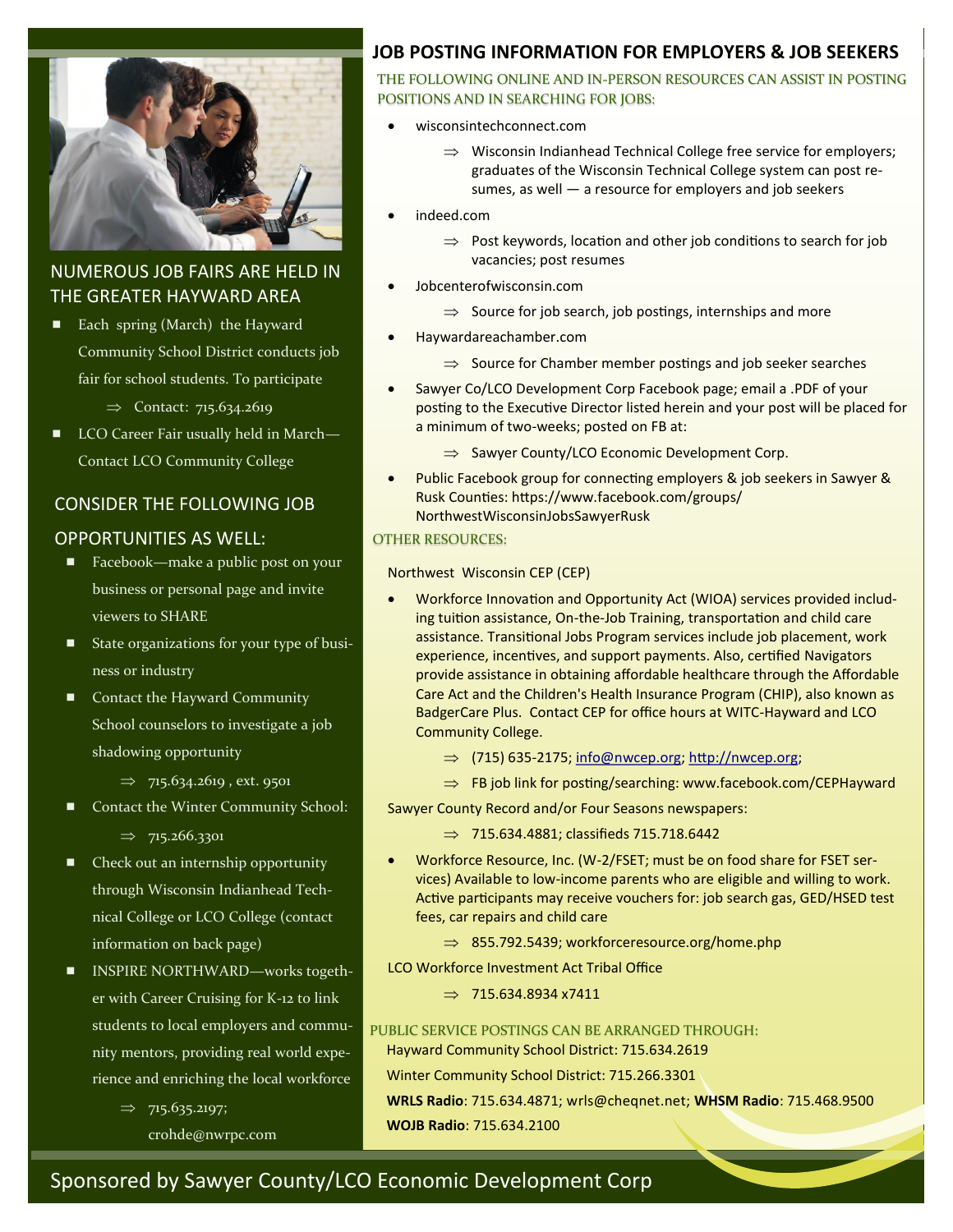## NUMEROUS JOB FAIRS ARE HELD IN THE GREATER HAYWARD AREA

- Each spring (March) the Hayward Community School District conducts job fair for school students. To participate
  - ⇒ Contact: 715.634.2619
- LCO Career Fair usually held in March—Contact LCO Community College

## CONSIDER THE FOLLOWING JOB OPPORTUNITIES AS WELL:

- Facebook—make a public post on your business or personal page and invite viewers to SHARE
- State organizations for your type of business or industry
- Contact the Hayward Community School counselors to investigate a job shadowing opportunity
  - ⇒ 715.634.2619 , ext. 9501
- Contact the Winter Community School:
  - ⇒ 715.266.3301
- Check out an internship opportunity through Wisconsin Indianhead Technical College or LCO College (contact information on back page)
- INSPIRE NORTHWARD—works together with Career Cruising for K-12 to link students to local employers and community mentors, providing real world experience and enriching the local workforce
  - ⇒ 715.635.2197; crohde@nwrpc.com

# JOB POSTING INFORMATION FOR EMPLOYERS & JOB SEEKERS

### THE FOLLOWING ONLINE AND IN-PERSON RESOURCES CAN ASSIST IN POSTING POSITIONS AND IN SEARCHING FOR JOBS:

- wisconsintechconnect.com
  - ⇒ Wisconsin Indianhead Technical College free service for employers; graduates of the Wisconsin Technical College system can post resumes, as well — a resource for employers and job seekers
- indeed.com
  - ⇒ Post keywords, location and other job conditions to search for job vacancies; post resumes
- Jobcenterofwisconsin.com
  - ⇒ Source for job search, job postings, internships and more
- Haywardareachamber.com
  - ⇒ Source for Chamber member postings and job seeker searches
- Sawyer Co/LCO Development Corp Facebook page; email a .PDF of your posting to the Executive Director listed herein and your post will be placed for a minimum of two-weeks; posted on FB at:
  - ⇒ Sawyer County/LCO Economic Development Corp.
- Public Facebook group for connecting employers & job seekers in Sawyer & Rusk Counties: https://www.facebook.com/groups/NorthwestWisconsinJobsSawyerRusk

### OTHER RESOURCES:

Northwest Wisconsin CEP (CEP)

- Workforce Innovation and Opportunity Act (WIOA) services provided including tuition assistance, On-the-Job Training, transportation and child care assistance. Transitional Jobs Program services include job placement, work experience, incentives, and support payments. Also, certified Navigators provide assistance in obtaining affordable healthcare through the Affordable Care Act and the Children's Health Insurance Program (CHIP), also known as BadgerCare Plus. Contact CEP for office hours at WITC-Hayward and LCO Community College.
  - ⇒ (715) 635-2175; info@nwcep.org; http://nwcep.org;
  - ⇒ FB job link for posting/searching: www.facebook.com/CEPHayward

Sawyer County Record and/or Four Seasons newspapers:

- ⇒ 715.634.4881; classifieds 715.718.6442

- Workforce Resource, Inc. (W-2/FSET; must be on food share for FSET services) Available to low-income parents who are eligible and willing to work. Active participants may receive vouchers for: job search gas, GED/HSED test fees, car repairs and child care
  - ⇒ 855.792.5439; workforceresource.org/home.php

LCO Workforce Investment Act Tribal Office

- ⇒ 715.634.8934 x7411

### PUBLIC SERVICE POSTINGS CAN BE ARRANGED THROUGH:

Hayward Community School District: 715.634.2619

Winter Community School District: 715.266.3301

**WRLS Radio**: 715.634.4871; wrls@cheqnet.net; **WHSM Radio**: 715.468.9500

**WOJB Radio**: 715.634.2100

Sponsored by Sawyer County/LCO Economic Development Corp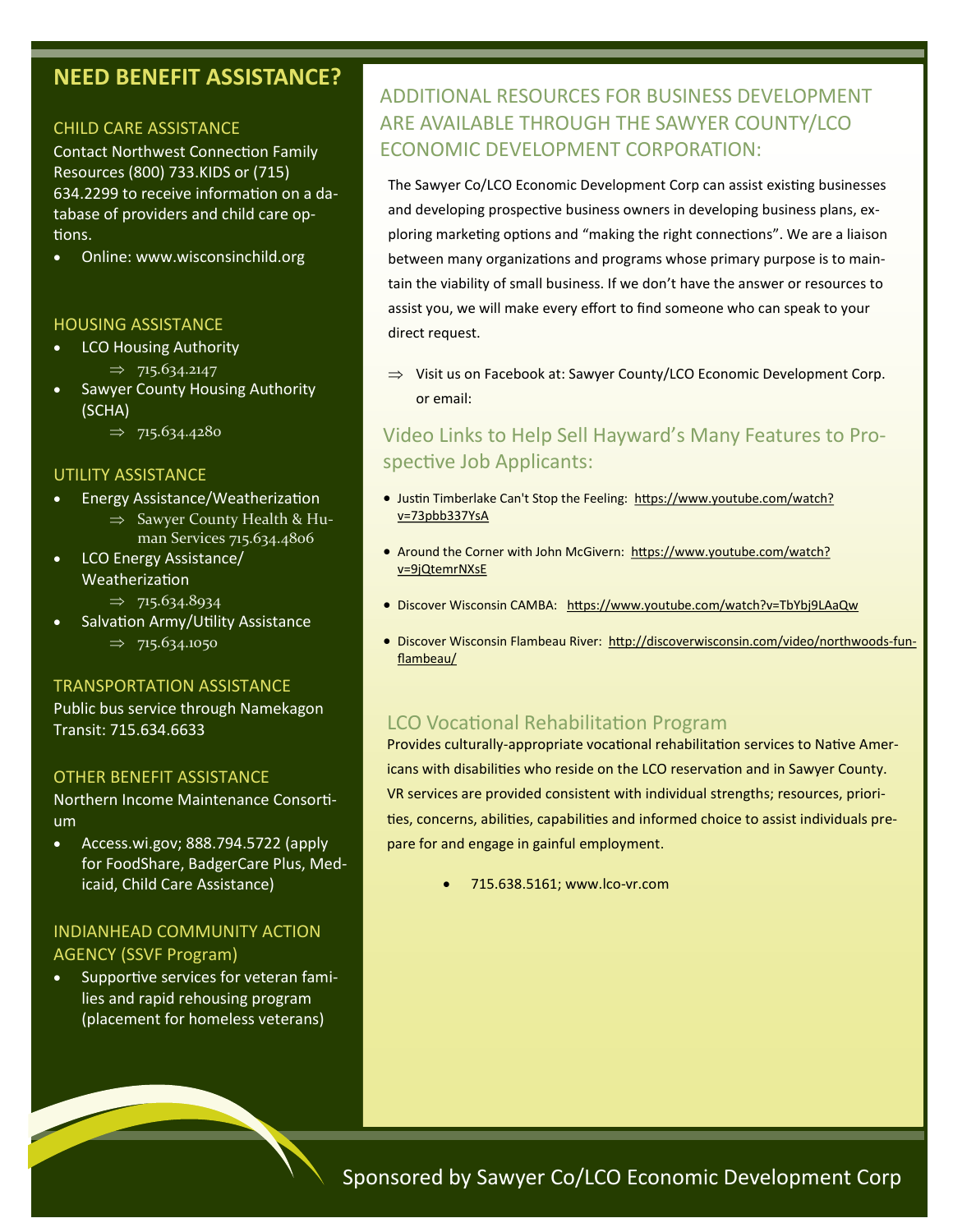## NEED BENEFIT ASSISTANCE?

### CHILD CARE ASSISTANCE

Contact Northwest Connection Family Resources (800) 733.KIDS or (715) 634.2299 to receive information on a database of providers and child care options.

- Online: www.wisconsinchild.org

### HOUSING ASSISTANCE

- LCO Housing Authority
  - ⇒ 715.634.2147
- Sawyer County Housing Authority (SCHA)
  - ⇒ 715.634.4280

### UTILITY ASSISTANCE

- Energy Assistance/Weatherization
  - ⇒ Sawyer County Health & Human Services 715.634.4806
- LCO Energy Assistance/ Weatherization
  - ⇒ 715.634.8934
- Salvation Army/Utility Assistance
  - ⇒ 715.634.1050

### TRANSPORTATION ASSISTANCE

Public bus service through Namekagon Transit: 715.634.6633

### OTHER BENEFIT ASSISTANCE

Northern Income Maintenance Consortium

- Access.wi.gov; 888.794.5722 (apply for FoodShare, BadgerCare Plus, Medicaid, Child Care Assistance)

### INDIANHEAD COMMUNITY ACTION AGENCY (SSVF Program)

- Supportive services for veteran families and rapid rehousing program (placement for homeless veterans)

## ADDITIONAL RESOURCES FOR BUSINESS DEVELOPMENT ARE AVAILABLE THROUGH THE SAWYER COUNTY/LCO ECONOMIC DEVELOPMENT CORPORATION:

The Sawyer Co/LCO Economic Development Corp can assist existing businesses and developing prospective business owners in developing business plans, exploring marketing options and "making the right connections". We are a liaison between many organizations and programs whose primary purpose is to maintain the viability of small business. If we don't have the answer or resources to assist you, we will make every effort to find someone who can speak to your direct request.

⇒ Visit us on Facebook at: Sawyer County/LCO Economic Development Corp. or email:

### Video Links to Help Sell Hayward's Many Features to Prospective Job Applicants:

- Justin Timberlake Can't Stop the Feeling: https://www.youtube.com/watch?v=73pbb337YsA
- Around the Corner with John McGivern: https://www.youtube.com/watch?v=9jQtemrNXsE
- Discover Wisconsin CAMBA: https://www.youtube.com/watch?v=TbYbj9LAaQw
- Discover Wisconsin Flambeau River: http://discoverwisconsin.com/video/northwoods-fun-flambeau/

### LCO Vocational Rehabilitation Program

Provides culturally-appropriate vocational rehabilitation services to Native Americans with disabilities who reside on the LCO reservation and in Sawyer County. VR services are provided consistent with individual strengths; resources, priorities, concerns, abilities, capabilities and informed choice to assist individuals prepare for and engage in gainful employment.

- 715.638.5161; www.lco-vr.com

Sponsored by Sawyer Co/LCO Economic Development Corp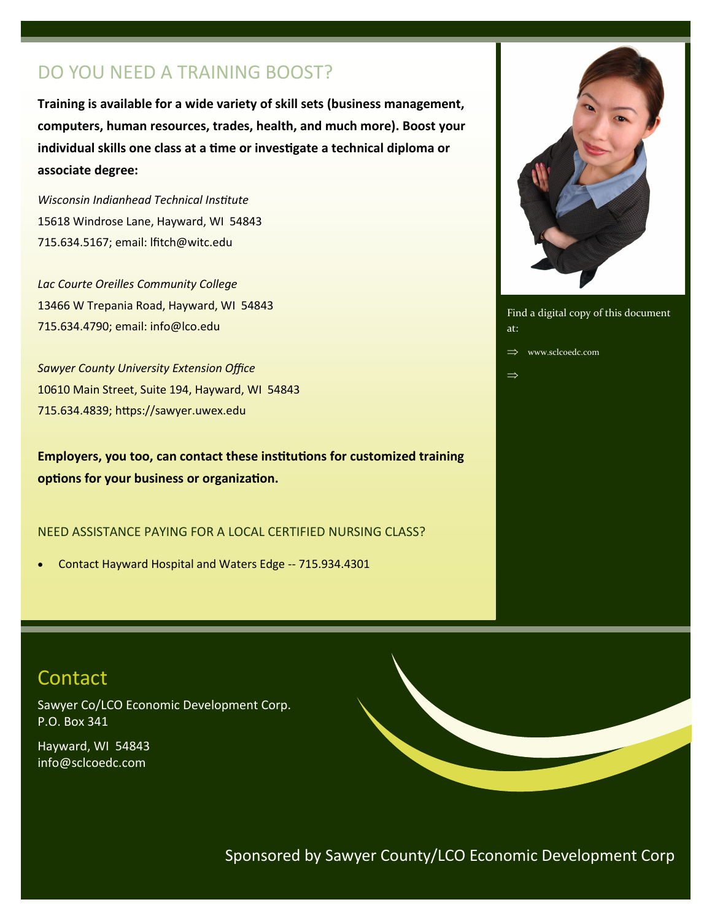## DO YOU NEED A TRAINING BOOST?

**Training is available for a wide variety of skill sets (business management, computers, human resources, trades, health, and much more). Boost your individual skills one class at a time or investigate a technical diploma or associate degree:**

*Wisconsin Indianhead Technical Institute*
15618 Windrose Lane, Hayward, WI 54843
715.634.5167; email: lfitch@witc.edu

*Lac Courte Oreilles Community College*
13466 W Trepania Road, Hayward, WI 54843
715.634.4790; email: info@lco.edu

*Sawyer County University Extension Office*
10610 Main Street, Suite 194, Hayward, WI 54843
715.634.4839; https://sawyer.uwex.edu

**Employers, you too, can contact these institutions for customized training options for your business or organization.**

### NEED ASSISTANCE PAYING FOR A LOCAL CERTIFIED NURSING CLASS?

- Contact Hayward Hospital and Waters Edge -- 715.934.4301

Find a digital copy of this document at:

⇒ www.sclcoedc.com

⇒

## Contact

Sawyer Co/LCO Economic Development Corp.
P.O. Box 341

Hayward, WI 54843
info@sclcoedc.com

Sponsored by Sawyer County/LCO Economic Development Corp